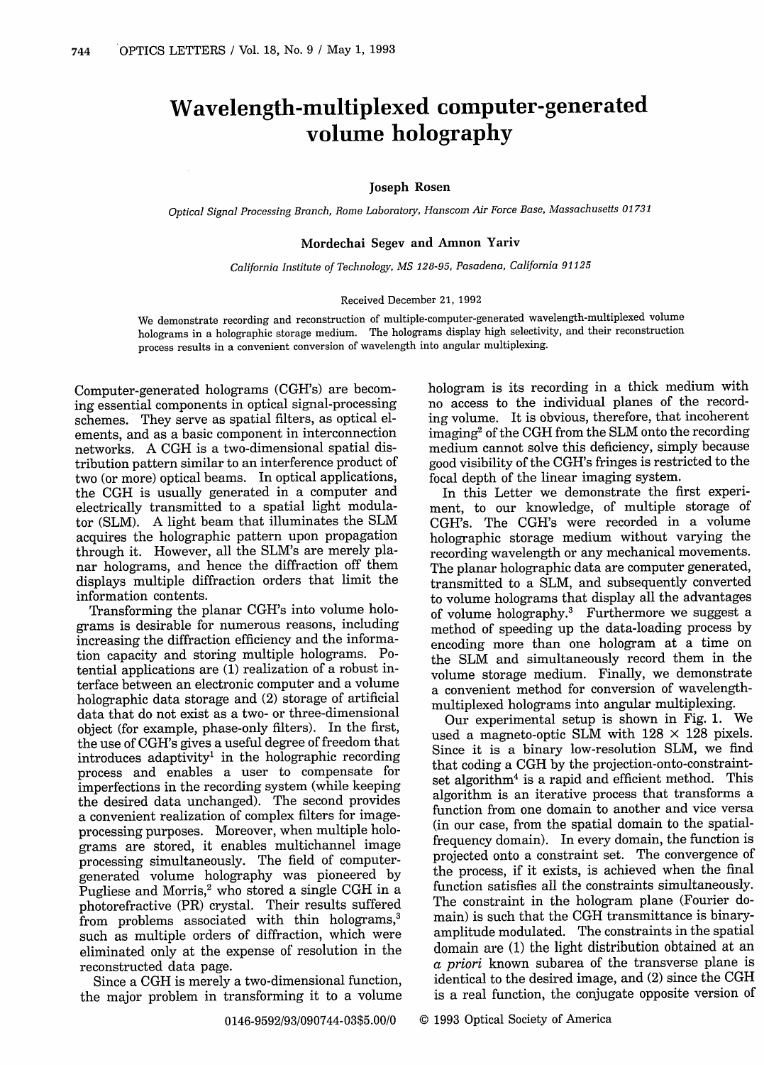# Wavelength-multiplexed computer-generated volume holography

**Joseph Rosen**

*Optical Signal Processing Branch, Rome Laboratory, Hanscom Air Force Base, Massachusetts 01731*

**Mordechai Segev and Amnon Yariv**

*California Institute of Technology, MS 128-95, Pasadena, California 91125*

Received December 21, 1992

We demonstrate recording and reconstruction of multiple-computer-generated wavelength-multiplexed volume holograms in a holographic storage medium. The holograms display high selectivity, and their reconstruction process results in a convenient conversion of wavelength into angular multiplexing.

Computer-generated holograms (CGH's) are becoming essential components in optical signal-processing schemes. They serve as spatial filters, as optical elements, and as a basic component in interconnection networks. A CGH is a two-dimensional spatial distribution pattern similar to an interference product of two (or more) optical beams. In optical applications, the CGH is usually generated in a computer and electrically transmitted to a spatial light modulator (SLM). A light beam that illuminates the SLM acquires the holographic pattern upon propagation through it. However, all the SLM's are merely planar holograms, and hence the diffraction off them displays multiple diffraction orders that limit the information contents.

Transforming the planar CGH's into volume holograms is desirable for numerous reasons, including increasing the diffraction efficiency and the information capacity and storing multiple holograms. Potential applications are (1) realization of a robust interface between an electronic computer and a volume holographic data storage and (2) storage of artificial data that do not exist as a two- or three-dimensional object (for example, phase-only filters). In the first, the use of CGH's gives a useful degree of freedom that introduces adaptivity[1] in the holographic recording process and enables a user to compensate for imperfections in the recording system (while keeping the desired data unchanged). The second provides a convenient realization of complex filters for image-processing purposes. Moreover, when multiple holograms are stored, it enables multichannel image processing simultaneously. The field of computer-generated volume holography was pioneered by Pugliese and Morris,[2] who stored a single CGH in a photorefractive (PR) crystal. Their results suffered from problems associated with thin holograms,[3] such as multiple orders of diffraction, which were eliminated only at the expense of resolution in the reconstructed data page.

Since a CGH is merely a two-dimensional function, the major problem in transforming it to a volume hologram is its recording in a thick medium with no access to the individual planes of the recording volume. It is obvious, therefore, that incoherent imaging[2] of the CGH from the SLM onto the recording medium cannot solve this deficiency, simply because good visibility of the CGH's fringes is restricted to the focal depth of the linear imaging system.

In this Letter we demonstrate the first experiment, to our knowledge, of multiple storage of CGH's. The CGH's were recorded in a volume holographic storage medium without varying the recording wavelength or any mechanical movements. The planar holographic data are computer generated, transmitted to a SLM, and subsequently converted to volume holograms that display all the advantages of volume holography.[3] Furthermore we suggest a method of speeding up the data-loading process by encoding more than one hologram at a time on the SLM and simultaneously record them in the volume storage medium. Finally, we demonstrate a convenient method for conversion of wavelength-multiplexed holograms into angular multiplexing.

Our experimental setup is shown in Fig. 1. We used a magneto-optic SLM with 128 × 128 pixels. Since it is a binary low-resolution SLM, we find that coding a CGH by the projection-onto-constraint-set algorithm[4] is a rapid and efficient method. This algorithm is an iterative process that transforms a function from one domain to another and vice versa (in our case, from the spatial domain to the spatial-frequency domain). In every domain, the function is projected onto a constraint set. The convergence of the process, if it exists, is achieved when the final function satisfies all the constraints simultaneously. The constraint in the hologram plane (Fourier domain) is such that the CGH transmittance is binary-amplitude modulated. The constraints in the spatial domain are (1) the light distribution obtained at an *a priori* known subarea of the transverse plane is identical to the desired image, and (2) since the CGH is a real function, the conjugate opposite version of

0146-9592/93/090744-03$5.00/0 © 1993 Optical Society of America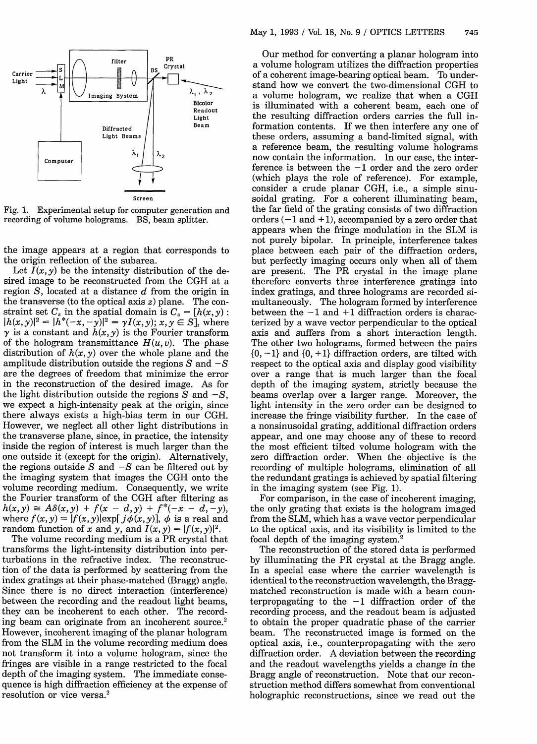Fig. 1. Experimental setup for computer generation and recording of volume holograms. BS, beam splitter.

the image appears at a region that corresponds to the origin reflection of the subarea.

Let $I(x, y)$ be the intensity distribution of the desired image to be reconstructed from the CGH at a region $S$, located at a distance $d$ from the origin in the transverse (to the optical axis $z$) plane. The constraint set $C_s$ in the spatial domain is $C_s = [h(x, y) : |h(x, y)|^2 = |h^*(-x, -y)|^2 = \gamma I(x, y); x, y \in S]$, where $\gamma$ is a constant and $h(x, y)$ is the Fourier transform of the hologram transmittance $H(u, v)$. The phase distribution of $h(x, y)$ over the whole plane and the amplitude distribution outside the regions $S$ and $-S$ are the degrees of freedom that minimize the error in the reconstruction of the desired image. As for the light distribution outside the regions $S$ and $-S$, we expect a high-intensity peak at the origin, since there always exists a high-bias term in our CGH. However, we neglect all other light distributions in the transverse plane, since, in practice, the intensity inside the region of interest is much larger than the one outside it (except for the origin). Alternatively, the regions outside $S$ and $-S$ can be filtered out by the imaging system that images the CGH onto the volume recording medium. Consequently, we write the Fourier transform of the CGH after filtering as $h(x, y) \cong A\delta(x, y) + f(x - d, y) + f^*(-x - d, -y)$, where $f(x, y) = |f(x, y)|\exp[j\phi(x, y)]$, $\phi$ is a real and random function of $x$ and $y$, and $I(x, y) = |f(x, y)|^2$.

The volume recording medium is a PR crystal that transforms the light-intensity distribution into perturbations in the refractive index. The reconstruction of the data is performed by scattering from the index gratings at their phase-matched (Bragg) angle. Since there is no direct interaction (interference) between the recording and the readout light beams, they can be incoherent to each other. The recording beam can originate from an incoherent source.[2] However, incoherent imaging of the planar hologram from the SLM in the volume recording medium does not transform it into a volume hologram, since the fringes are visible in a range restricted to the focal depth of the imaging system. The immediate consequence is high diffraction efficiency at the expense of resolution or vice versa.[2]

Our method for converting a planar hologram into a volume hologram utilizes the diffraction properties of a coherent image-bearing optical beam. To understand how we convert the two-dimensional CGH to a volume hologram, we realize that when a CGH is illuminated with a coherent beam, each one of the resulting diffraction orders carries the full information contents. If we then interfere any one of these orders, assuming a band-limited signal, with a reference beam, the resulting volume holograms now contain the information. In our case, the interference is between the $-1$ order and the zero order (which plays the role of reference). For example, consider a crude planar CGH, i.e., a simple sinusoidal grating. For a coherent illuminating beam, the far field of the grating consists of two diffraction orders ($-1$ and $+1$), accompanied by a zero order that appears when the fringe modulation in the SLM is not purely bipolar. In principle, interference takes place between each pair of the diffraction orders, but perfectly imaging occurs only when all of them are present. The PR crystal in the image plane therefore converts three interference gratings into index gratings, and three holograms are recorded simultaneously. The hologram formed by interference between the $-1$ and $+1$ diffraction orders is characterized by a wave vector perpendicular to the optical axis and suffers from a short interaction length. The other two holograms, formed between the pairs $\{0, -1\}$ and $\{0, +1\}$ diffraction orders, are tilted with respect to the optical axis and display good visibility over a range that is much larger than the focal depth of the imaging system, strictly because the beams overlap over a larger range. Moreover, the light intensity in the zero order can be designed to increase the fringe visibility further. In the case of a nonsinusoidal grating, additional diffraction orders appear, and one may choose any of these to record the most efficient tilted volume hologram with the zero diffraction order. When the objective is the recording of multiple holograms, elimination of all the redundant gratings is achieved by spatial filtering in the imaging system (see Fig. 1).

For comparison, in the case of incoherent imaging, the only grating that exists is the hologram imaged from the SLM, which has a wave vector perpendicular to the optical axis, and its visibility is limited to the focal depth of the imaging system.[2]

The reconstruction of the stored data is performed by illuminating the PR crystal at the Bragg angle. In a special case where the carrier wavelength is identical to the reconstruction wavelength, the Bragg-matched reconstruction is made with a beam counterpropagating to the $-1$ diffraction order of the recording process, and the readout beam is adjusted to obtain the proper quadratic phase of the carrier beam. The reconstructed image is formed on the optical axis, i.e., counterpropagating with the zero diffraction order. A deviation between the recording and the readout wavelengths yields a change in the Bragg angle of reconstruction. Note that our reconstruction method differs somewhat from conventional holographic reconstructions, since we read out the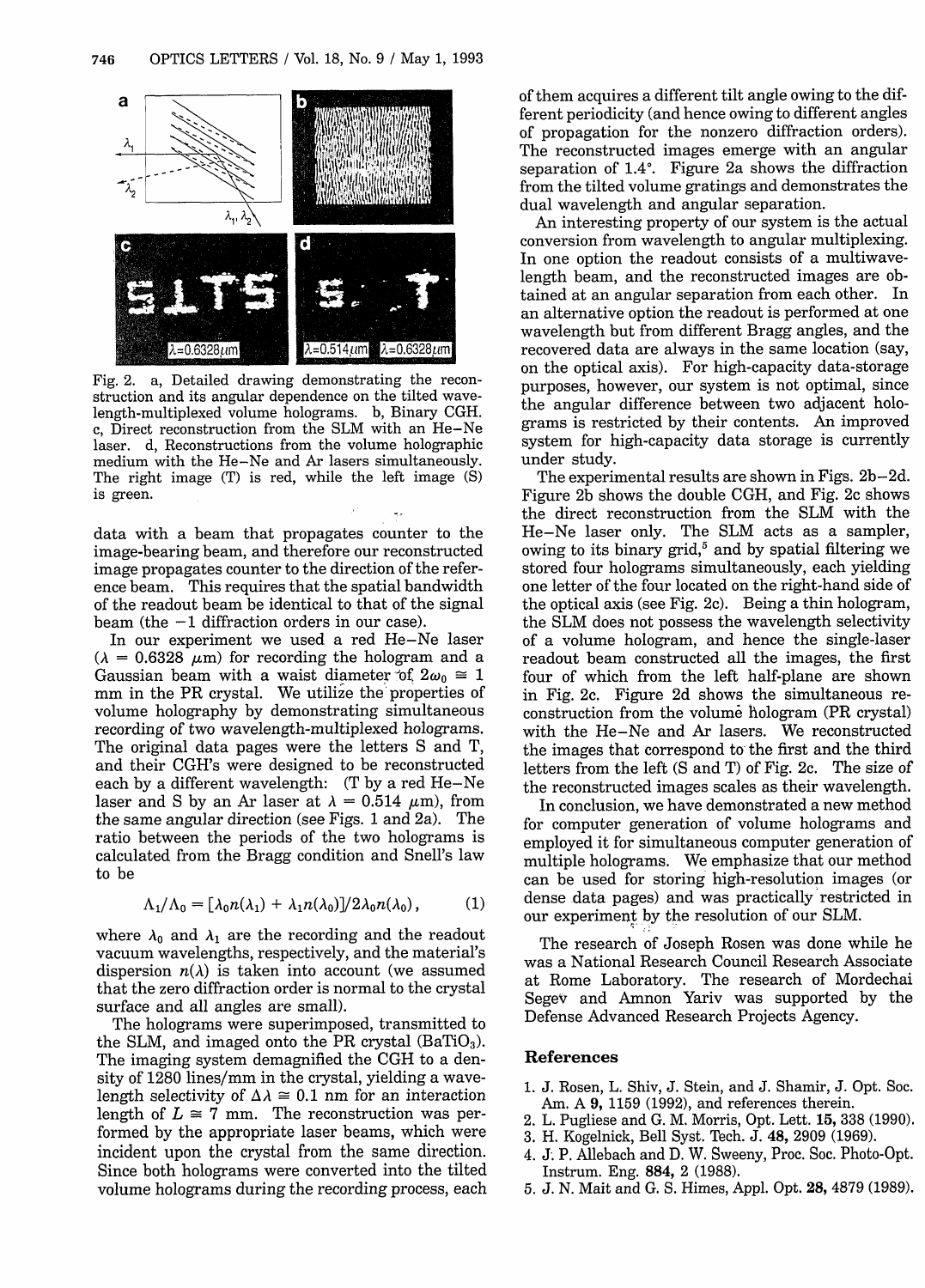a

$\lambda_1$

$\lambda_2$

$\lambda_1, \lambda_2$

b

c

$\lambda$=0.6328$\mu$m

d

$\lambda$=0.514$\mu$m $\lambda$=0.6328$\mu$m

Fig. 2. a, Detailed drawing demonstrating the reconstruction and its angular dependence on the tilted wavelength-multiplexed volume holograms. b, Binary CGH. c, Direct reconstruction from the SLM with an He–Ne laser. d, Reconstructions from the volume holographic medium with the He–Ne and Ar lasers simultaneously. The right image (T) is red, while the left image (S) is green.

data with a beam that propagates counter to the image-bearing beam, and therefore our reconstructed image propagates counter to the direction of the reference beam. This requires that the spatial bandwidth of the readout beam be identical to that of the signal beam (the $-1$ diffraction orders in our case).

In our experiment we used a red He–Ne laser ($\lambda = 0.6328$ $\mu$m) for recording the hologram and a Gaussian beam with a waist diameter of $2\omega_0 \cong 1$ mm in the PR crystal. We utilize the properties of volume holography by demonstrating simultaneous recording of two wavelength-multiplexed holograms. The original data pages were the letters S and T, and their CGH's were designed to be reconstructed each by a different wavelength: (T by a red He–Ne laser and S by an Ar laser at $\lambda = 0.514$ $\mu$m), from the same angular direction (see Figs. 1 and 2a). The ratio between the periods of the two holograms is calculated from the Bragg condition and Snell's law to be

$$\Lambda_1/\Lambda_0 = [\lambda_0 n(\lambda_1) + \lambda_1 n(\lambda_0)]/2\lambda_0 n(\lambda_0), \qquad (1)$$

where $\lambda_0$ and $\lambda_1$ are the recording and the readout vacuum wavelengths, respectively, and the material's dispersion $n(\lambda)$ is taken into account (we assumed that the zero diffraction order is normal to the crystal surface and all angles are small).

The holograms were superimposed, transmitted to the SLM, and imaged onto the PR crystal ($BaTiO_3$). The imaging system demagnified the CGH to a density of 1280 lines/mm in the crystal, yielding a wavelength selectivity of $\Delta\lambda \cong 0.1$ nm for an interaction length of $L \cong 7$ mm. The reconstruction was performed by the appropriate laser beams, which were incident upon the crystal from the same direction. Since both holograms were converted into the tilted volume holograms during the recording process, each of them acquires a different tilt angle owing to the different periodicity (and hence owing to different angles of propagation for the nonzero diffraction orders). The reconstructed images emerge with an angular separation of 1.4°. Figure 2a shows the diffraction from the tilted volume gratings and demonstrates the dual wavelength and angular separation.

An interesting property of our system is the actual conversion from wavelength to angular multiplexing. In one option the readout consists of a multiwavelength beam, and the reconstructed images are obtained at an angular separation from each other. In an alternative option the readout is performed at one wavelength but from different Bragg angles, and the recovered data are always in the same location (say, on the optical axis). For high-capacity data-storage purposes, however, our system is not optimal, since the angular difference between two adjacent holograms is restricted by their contents. An improved system for high-capacity data storage is currently under study.

The experimental results are shown in Figs. 2b–2d. Figure 2b shows the double CGH, and Fig. 2c shows the direct reconstruction from the SLM with the He–Ne laser only. The SLM acts as a sampler, owing to its binary grid,[5] and by spatial filtering we stored four holograms simultaneously, each yielding one letter of the four located on the right-hand side of the optical axis (see Fig. 2c). Being a thin hologram, the SLM does not possess the wavelength selectivity of a volume hologram, and hence the single-laser readout beam constructed all the images, the first four of which from the left half-plane are shown in Fig. 2c. Figure 2d shows the simultaneous reconstruction from the volume hologram (PR crystal) with the He–Ne and Ar lasers. We reconstructed the images that correspond to the first and the third letters from the left (S and T) of Fig. 2c. The size of the reconstructed images scales as their wavelength.

In conclusion, we have demonstrated a new method for computer generation of volume holograms and employed it for simultaneous computer generation of multiple holograms. We emphasize that our method can be used for storing high-resolution images (or dense data pages) and was practically restricted in our experiment by the resolution of our SLM.

The research of Joseph Rosen was done while he was a National Research Council Research Associate at Rome Laboratory. The research of Mordechai Segev and Amnon Yariv was supported by the Defense Advanced Research Projects Agency.

## References

1. J. Rosen, L. Shiv, J. Stein, and J. Shamir, J. Opt. Soc. Am. A **9**, 1159 (1992), and references therein.
2. L. Pugliese and G. M. Morris, Opt. Lett. **15**, 338 (1990).
3. H. Kogelnick, Bell Syst. Tech. J. **48**, 2909 (1969).
4. J. P. Allebach and D. W. Sweeny, Proc. Soc. Photo-Opt. Instrum. Eng. **884**, 2 (1988).
5. J. N. Mait and G. S. Himes, Appl. Opt. **28**, 4879 (1989).